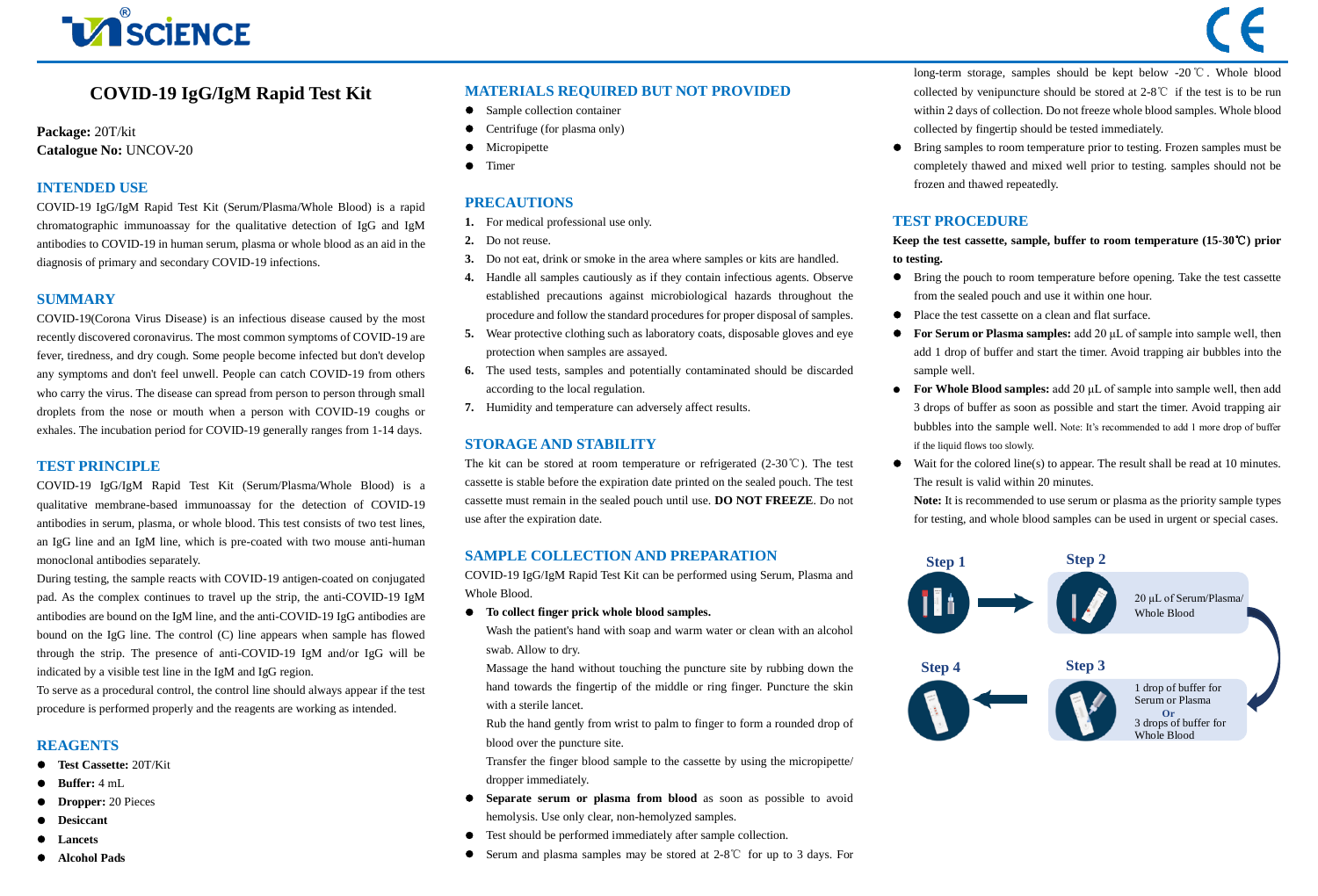# COVID-19 IgG/IgM Rapid Test Kit

**Package:** 20T/kit
**Catalogue No:** UNCOV-20

## INTENDED USE

COVID-19 IgG/IgM Rapid Test Kit (Serum/Plasma/Whole Blood) is a rapid chromatographic immunoassay for the qualitative detection of IgG and IgM antibodies to COVID-19 in human serum, plasma or whole blood as an aid in the diagnosis of primary and secondary COVID-19 infections.

## SUMMARY

COVID-19(Corona Virus Disease) is an infectious disease caused by the most recently discovered coronavirus. The most common symptoms of COVID-19 are fever, tiredness, and dry cough. Some people become infected but don't develop any symptoms and don't feel unwell. People can catch COVID-19 from others who carry the virus. The disease can spread from person to person through small droplets from the nose or mouth when a person with COVID-19 coughs or exhales. The incubation period for COVID-19 generally ranges from 1-14 days.

## TEST PRINCIPLE

COVID-19 IgG/IgM Rapid Test Kit (Serum/Plasma/Whole Blood) is a qualitative membrane-based immunoassay for the detection of COVID-19 antibodies in serum, plasma, or whole blood. This test consists of two test lines, an IgG line and an IgM line, which is pre-coated with two mouse anti-human monoclonal antibodies separately.

During testing, the sample reacts with COVID-19 antigen-coated on conjugated pad. As the complex continues to travel up the strip, the anti-COVID-19 IgM antibodies are bound on the IgM line, and the anti-COVID-19 IgG antibodies are bound on the IgG line. The control (C) line appears when sample has flowed through the strip. The presence of anti-COVID-19 IgM and/or IgG will be indicated by a visible test line in the IgM and IgG region.

To serve as a procedural control, the control line should always appear if the test procedure is performed properly and the reagents are working as intended.

## REAGENTS

- **Test Cassette:** 20T/Kit
- **Buffer:** 4 mL
- **Dropper:** 20 Pieces
- **Desiccant**
- **Lancets**
- **Alcohol Pads**

## MATERIALS REQUIRED BUT NOT PROVIDED

- Sample collection container
- Centrifuge (for plasma only)
- Micropipette
- Timer

## PRECAUTIONS

1. For medical professional use only.
2. Do not reuse.
3. Do not eat, drink or smoke in the area where samples or kits are handled.
4. Handle all samples cautiously as if they contain infectious agents. Observe established precautions against microbiological hazards throughout the procedure and follow the standard procedures for proper disposal of samples.
5. Wear protective clothing such as laboratory coats, disposable gloves and eye protection when samples are assayed.
6. The used tests, samples and potentially contaminated should be discarded according to the local regulation.
7. Humidity and temperature can adversely affect results.

## STORAGE AND STABILITY

The kit can be stored at room temperature or refrigerated (2-30℃). The test cassette is stable before the expiration date printed on the sealed pouch. The test cassette must remain in the sealed pouch until use. **DO NOT FREEZE**. Do not use after the expiration date.

## SAMPLE COLLECTION AND PREPARATION

COVID-19 IgG/IgM Rapid Test Kit can be performed using Serum, Plasma and Whole Blood.

- **To collect finger prick whole blood samples.**

  Wash the patient's hand with soap and warm water or clean with an alcohol swab. Allow to dry.

  Massage the hand without touching the puncture site by rubbing down the hand towards the fingertip of the middle or ring finger. Puncture the skin with a sterile lancet.

  Rub the hand gently from wrist to palm to finger to form a rounded drop of blood over the puncture site.

  Transfer the finger blood sample to the cassette by using the micropipette/ dropper immediately.
- **Separate serum or plasma from blood** as soon as possible to avoid hemolysis. Use only clear, non-hemolyzed samples.
- Test should be performed immediately after sample collection.
- Serum and plasma samples may be stored at 2-8℃ for up to 3 days. For long-term storage, samples should be kept below -20℃. Whole blood collected by venipuncture should be stored at 2-8℃ if the test is to be run within 2 days of collection. Do not freeze whole blood samples. Whole blood collected by fingertip should be tested immediately.
- Bring samples to room temperature prior to testing. Frozen samples must be completely thawed and mixed well prior to testing. samples should not be frozen and thawed repeatedly.

## TEST PROCEDURE

**Keep the test cassette, sample, buffer to room temperature (15-30℃) prior to testing.**

- Bring the pouch to room temperature before opening. Take the test cassette from the sealed pouch and use it within one hour.
- Place the test cassette on a clean and flat surface.
- **For Serum or Plasma samples:** add 20 μL of sample into sample well, then add 1 drop of buffer and start the timer. Avoid trapping air bubbles into the sample well.
- **For Whole Blood samples:** add 20 μL of sample into sample well, then add 3 drops of buffer as soon as possible and start the timer. Avoid trapping air bubbles into the sample well. Note: It's recommended to add 1 more drop of buffer if the liquid flows too slowly.
- Wait for the colored line(s) to appear. The result shall be read at 10 minutes. The result is valid within 20 minutes.

  **Note:** It is recommended to use serum or plasma as the priority sample types for testing, and whole blood samples can be used in urgent or special cases.

**Step 1**

**Step 2**
20 μL of Serum/Plasma/ Whole Blood

**Step 3**
1 drop of buffer for Serum or Plasma
Or
3 drops of buffer for Whole Blood

**Step 4**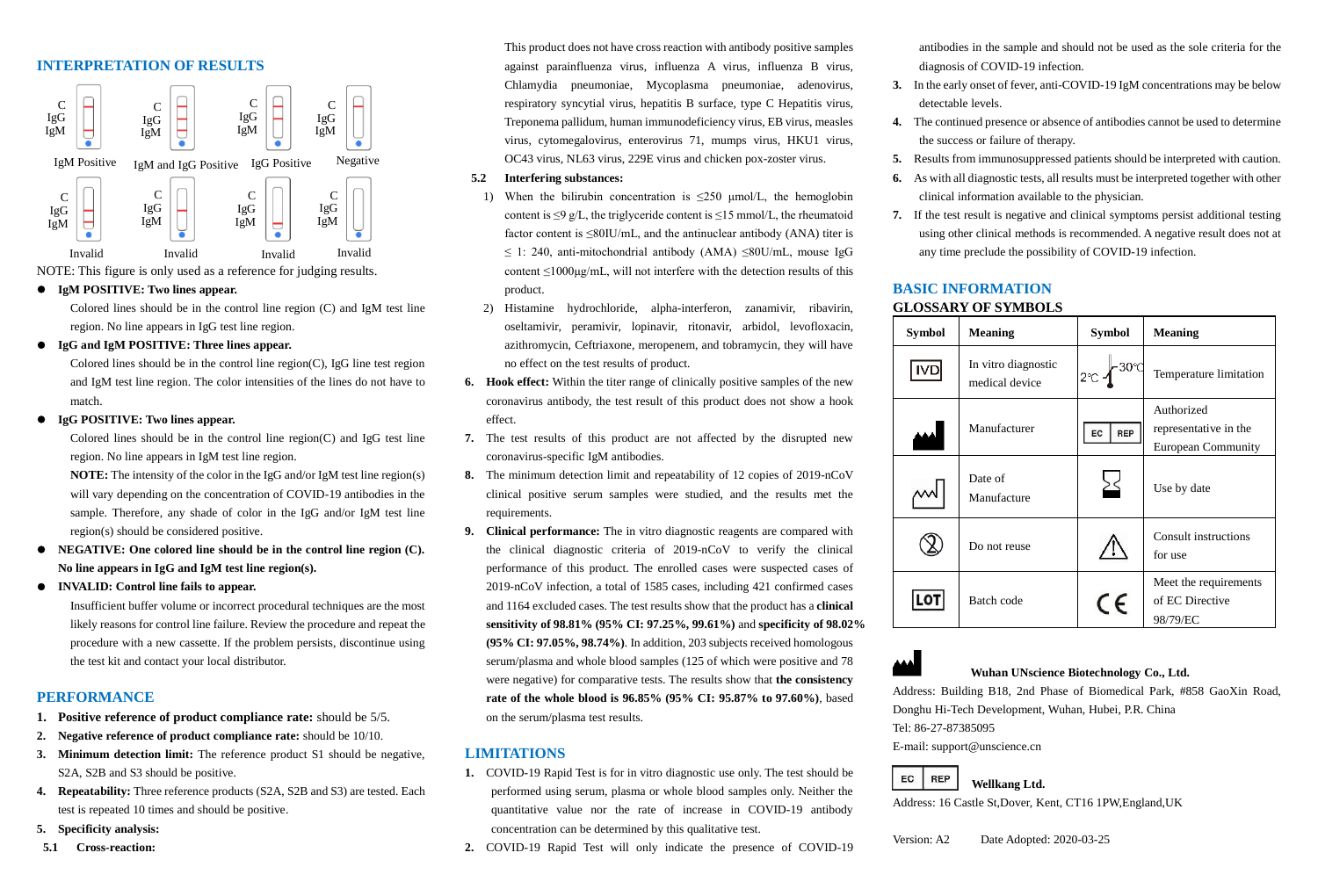## INTERPRETATION OF RESULTS

C
IgG
IgM

IgM Positive

IgM and IgG Positive

IgG Positive

Negative

Invalid

Invalid

Invalid

Invalid

NOTE: This figure is only used as a reference for judging results.

- **IgM POSITIVE: Two lines appear.**

  Colored lines should be in the control line region (C) and IgM test line region. No line appears in IgG test line region.

- **IgG and IgM POSITIVE: Three lines appear.**

  Colored lines should be in the control line region(C), IgG line test region and IgM test line region. The color intensities of the lines do not have to match.

- **IgG POSITIVE: Two lines appear.**

  Colored lines should be in the control line region(C) and IgG test line region. No line appears in IgM test line region.

  **NOTE:** The intensity of the color in the IgG and/or IgM test line region(s) will vary depending on the concentration of COVID-19 antibodies in the sample. Therefore, any shade of color in the IgG and/or IgM test line region(s) should be considered positive.

- **NEGATIVE: One colored line should be in the control line region (C). No line appears in IgG and IgM test line region(s).**

- **INVALID: Control line fails to appear.**

  Insufficient buffer volume or incorrect procedural techniques are the most likely reasons for control line failure. Review the procedure and repeat the procedure with a new cassette. If the problem persists, discontinue using the test kit and contact your local distributor.

## PERFORMANCE

1. **Positive reference of product compliance rate:** should be 5/5.
2. **Negative reference of product compliance rate:** should be 10/10.
3. **Minimum detection limit:** The reference product S1 should be negative, S2A, S2B and S3 should be positive.
4. **Repeatability:** Three reference products (S2A, S2B and S3) are tested. Each test is repeated 10 times and should be positive.
5. **Specificity analysis:**

**5.1 Cross-reaction:**

This product does not have cross reaction with antibody positive samples against parainfluenza virus, influenza A virus, influenza B virus, Chlamydia pneumoniae, Mycoplasma pneumoniae, adenovirus, respiratory syncytial virus, hepatitis B surface, type C Hepatitis virus, Treponema pallidum, human immunodeficiency virus, EB virus, measles virus, cytomegalovirus, enterovirus 71, mumps virus, HKU1 virus, OC43 virus, NL63 virus, 229E virus and chicken pox-zoster virus.

**5.2 Interfering substances:**

1) When the bilirubin concentration is $\leq 250$ μmol/L, the hemoglobin content is $\leq 9$ g/L, the triglyceride content is $\leq 15$ mmol/L, the rheumatoid factor content is $\leq 80$IU/mL, and the antinuclear antibody (ANA) titer is $\leq$ 1: 240, anti-mitochondrial antibody (AMA) $\leq 80$U/mL, mouse IgG content $\leq 1000$μg/mL, will not interfere with the detection results of this product.
2) Histamine hydrochloride, alpha-interferon, zanamivir, ribavirin, oseltamivir, peramivir, lopinavir, ritonavir, arbidol, levofloxacin, azithromycin, Ceftriaxone, meropenem, and tobramycin, they will have no effect on the test results of product.

6. **Hook effect:** Within the titer range of clinically positive samples of the new coronavirus antibody, the test result of this product does not show a hook effect.
7. The test results of this product are not affected by the disrupted new coronavirus-specific IgM antibodies.
8. The minimum detection limit and repeatability of 12 copies of 2019-nCoV clinical positive serum samples were studied, and the results met the requirements.
9. **Clinical performance:** The in vitro diagnostic reagents are compared with the clinical diagnostic criteria of 2019-nCoV to verify the clinical performance of this product. The enrolled cases were suspected cases of 2019-nCoV infection, a total of 1585 cases, including 421 confirmed cases and 1164 excluded cases. The test results show that the product has a **clinical sensitivity of 98.81% (95% CI: 97.25%, 99.61%)** and **specificity of 98.02% (95% CI: 97.05%, 98.74%)**. In addition, 203 subjects received homologous serum/plasma and whole blood samples (125 of which were positive and 78 were negative) for comparative tests. The results show that **the consistency rate of the whole blood is 96.85% (95% CI: 95.87% to 97.60%)**, based on the serum/plasma test results.

## LIMITATIONS

1. COVID-19 Rapid Test is for in vitro diagnostic use only. The test should be performed using serum, plasma or whole blood samples only. Neither the quantitative value nor the rate of increase in COVID-19 antibody concentration can be determined by this qualitative test.
2. COVID-19 Rapid Test will only indicate the presence of COVID-19 antibodies in the sample and should not be used as the sole criteria for the diagnosis of COVID-19 infection.
3. In the early onset of fever, anti-COVID-19 IgM concentrations may be below detectable levels.
4. The continued presence or absence of antibodies cannot be used to determine the success or failure of therapy.
5. Results from immunosuppressed patients should be interpreted with caution.
6. As with all diagnostic tests, all results must be interpreted together with other clinical information available to the physician.
7. If the test result is negative and clinical symptoms persist additional testing using other clinical methods is recommended. A negative result does not at any time preclude the possibility of COVID-19 infection.

## BASIC INFORMATION

### GLOSSARY OF SYMBOLS

| Symbol | Meaning | Symbol | Meaning |
|---|---|---|---|
| IVD | In vitro diagnostic medical device | 2℃ 30℃ | Temperature limitation |
| | Manufacturer | EC REP | Authorized representative in the European Community |
| | Date of Manufacture | | Use by date |
| | Do not reuse | | Consult instructions for use |
| LOT | Batch code | CE | Meet the requirements of EC Directive 98/79/EC |

**Wuhan UNscience Biotechnology Co., Ltd.**

Address: Building B18, 2nd Phase of Biomedical Park, #858 GaoXin Road, Donghu Hi-Tech Development, Wuhan, Hubei, P.R. China

Tel: 86-27-87385095

E-mail: support@unscience.cn

EC REP **Wellkang Ltd.**

Address: 16 Castle St,Dover, Kent, CT16 1PW,England,UK

Version: A2 Date Adopted: 2020-03-25